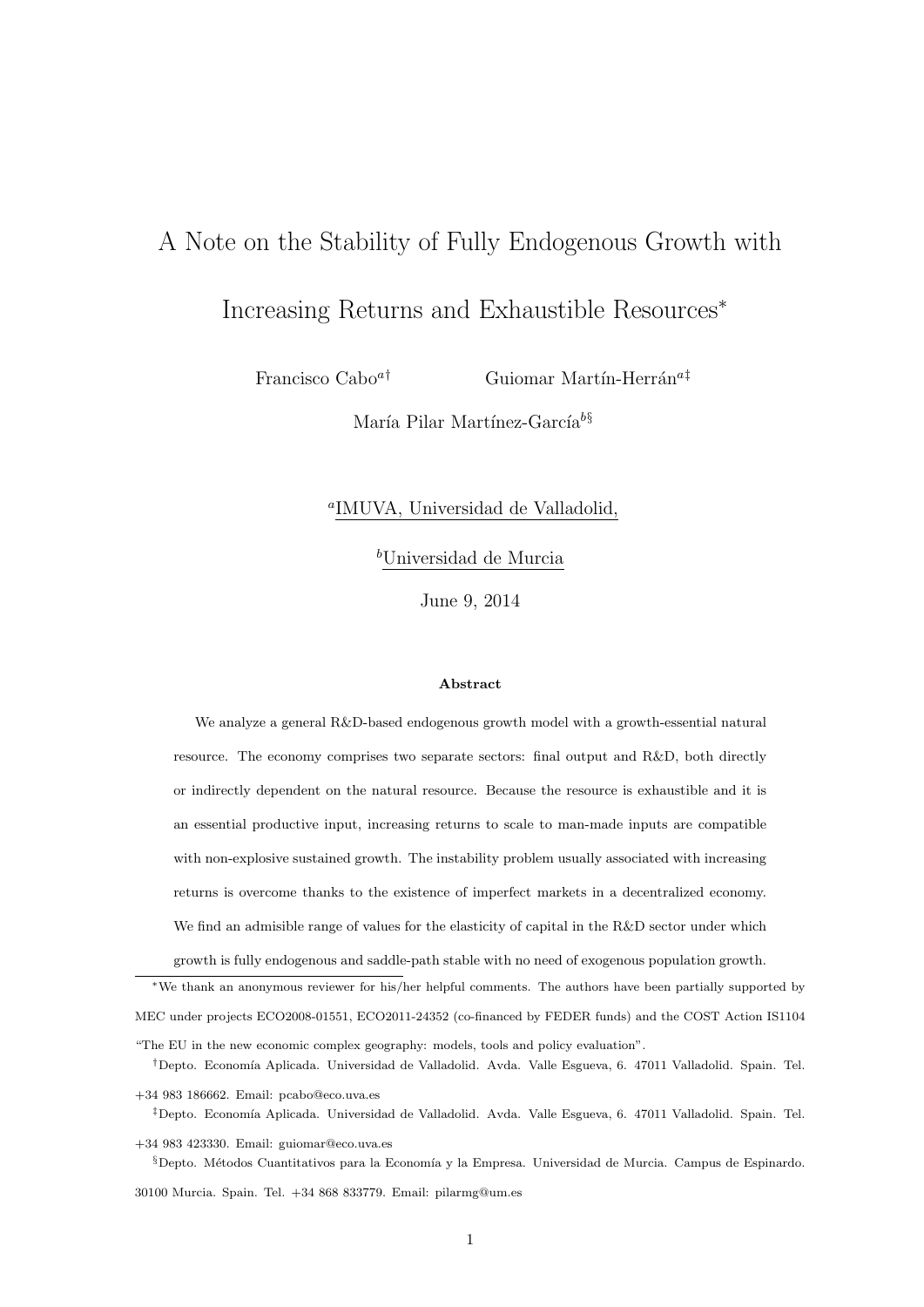# A Note on the Stability of Fully Endogenous Growth with Increasing Returns and Exhaustible Resources*

Francisco Cabo[a†] Guiomar Martín-Herrán[a‡]

María Pilar Martínez-García[b§]

[a]IMUVA, Universidad de Valladolid,

[b]Universidad de Murcia

June 9, 2014

**Abstract**

We analyze a general R&D-based endogenous growth model with a growth-essential natural resource. The economy comprises two separate sectors: final output and R&D, both directly or indirectly dependent on the natural resource. Because the resource is exhaustible and it is an essential productive input, increasing returns to scale to man-made inputs are compatible with non-explosive sustained growth. The instability problem usually associated with increasing returns is overcome thanks to the existence of imperfect markets in a decentralized economy. We find an admisible range of values for the elasticity of capital in the R&D sector under which growth is fully endogenous and saddle-path stable with no need of exogenous population growth.

---

*We thank an anonymous reviewer for his/her helpful comments. The authors have been partially supported by MEC under projects ECO2008-01551, ECO2011-24352 (co-financed by FEDER funds) and the COST Action IS1104 "The EU in the new economic complex geography: models, tools and policy evaluation".

†Depto. Economía Aplicada. Universidad de Valladolid. Avda. Valle Esgueva, 6. 47011 Valladolid. Spain. Tel. +34 983 186662. Email: pcabo@eco.uva.es

‡Depto. Economía Aplicada. Universidad de Valladolid. Avda. Valle Esgueva, 6. 47011 Valladolid. Spain. Tel. +34 983 423330. Email: guiomar@eco.uva.es

§Depto. Métodos Cuantitativos para la Economía y la Empresa. Universidad de Murcia. Campus de Espinardo. 30100 Murcia. Spain. Tel. +34 868 833779. Email: pilarmg@um.es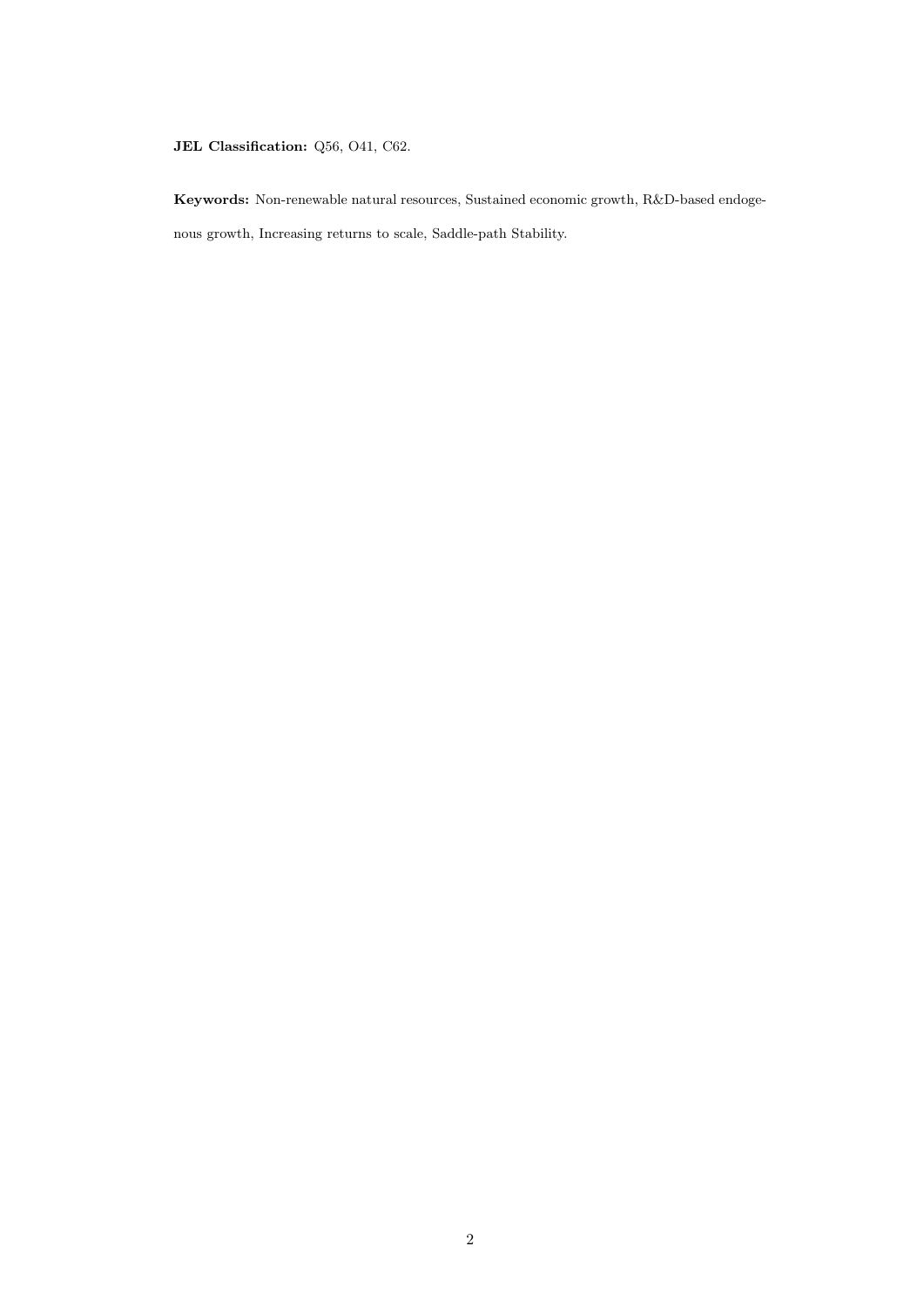**JEL Classification:** Q56, O41, C62.

**Keywords:** Non-renewable natural resources, Sustained economic growth, R&D-based endogenous growth, Increasing returns to scale, Saddle-path Stability.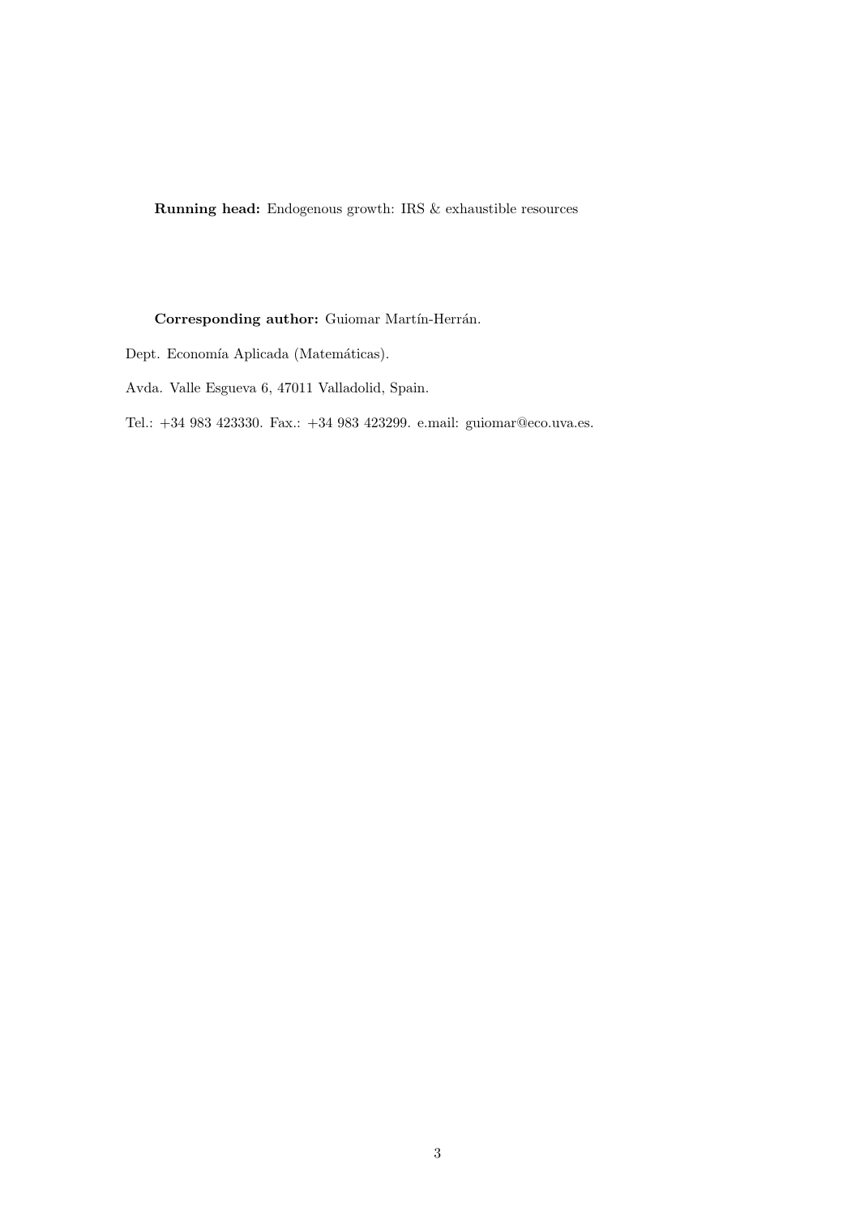**Running head:** Endogenous growth: IRS & exhaustible resources

**Corresponding author:** Guiomar Martín-Herrán.

Dept. Economía Aplicada (Matemáticas).

Avda. Valle Esgueva 6, 47011 Valladolid, Spain.

Tel.: +34 983 423330. Fax.: +34 983 423299. e.mail: guiomar@eco.uva.es.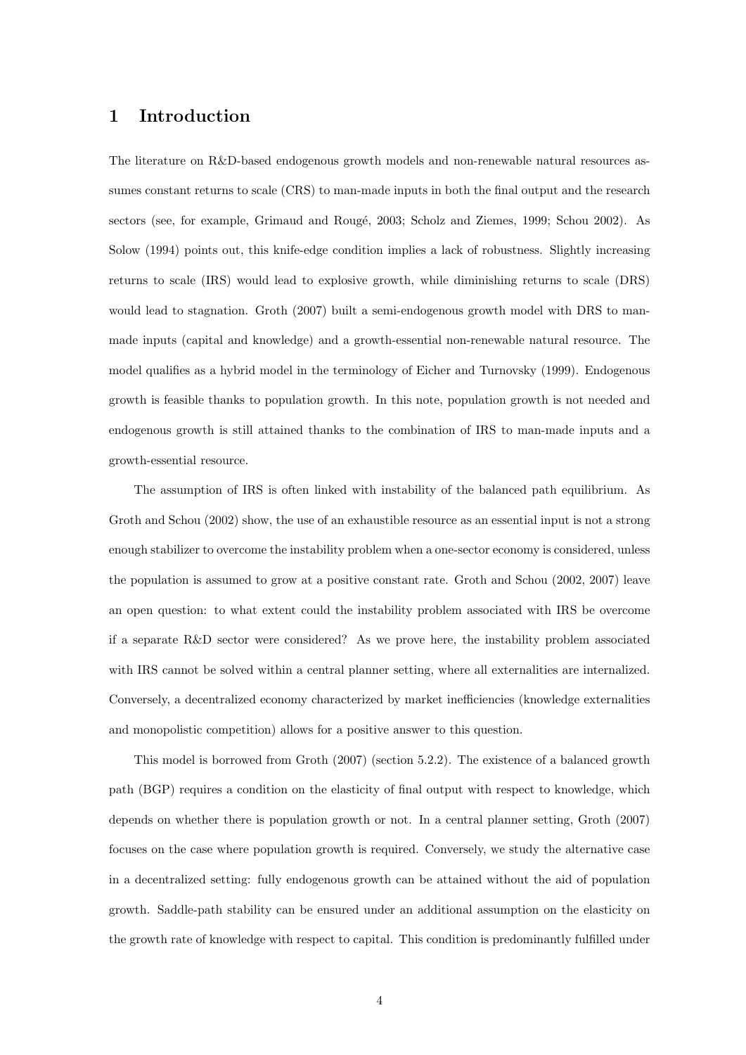# 1 Introduction

The literature on R&D-based endogenous growth models and non-renewable natural resources assumes constant returns to scale (CRS) to man-made inputs in both the final output and the research sectors (see, for example, Grimaud and Rougé, 2003; Scholz and Ziemes, 1999; Schou 2002). As Solow (1994) points out, this knife-edge condition implies a lack of robustness. Slightly increasing returns to scale (IRS) would lead to explosive growth, while diminishing returns to scale (DRS) would lead to stagnation. Groth (2007) built a semi-endogenous growth model with DRS to man-made inputs (capital and knowledge) and a growth-essential non-renewable natural resource. The model qualifies as a hybrid model in the terminology of Eicher and Turnovsky (1999). Endogenous growth is feasible thanks to population growth. In this note, population growth is not needed and endogenous growth is still attained thanks to the combination of IRS to man-made inputs and a growth-essential resource.

The assumption of IRS is often linked with instability of the balanced path equilibrium. As Groth and Schou (2002) show, the use of an exhaustible resource as an essential input is not a strong enough stabilizer to overcome the instability problem when a one-sector economy is considered, unless the population is assumed to grow at a positive constant rate. Groth and Schou (2002, 2007) leave an open question: to what extent could the instability problem associated with IRS be overcome if a separate R&D sector were considered? As we prove here, the instability problem associated with IRS cannot be solved within a central planner setting, where all externalities are internalized. Conversely, a decentralized economy characterized by market inefficiencies (knowledge externalities and monopolistic competition) allows for a positive answer to this question.

This model is borrowed from Groth (2007) (section 5.2.2). The existence of a balanced growth path (BGP) requires a condition on the elasticity of final output with respect to knowledge, which depends on whether there is population growth or not. In a central planner setting, Groth (2007) focuses on the case where population growth is required. Conversely, we study the alternative case in a decentralized setting: fully endogenous growth can be attained without the aid of population growth. Saddle-path stability can be ensured under an additional assumption on the elasticity on the growth rate of knowledge with respect to capital. This condition is predominantly fulfilled under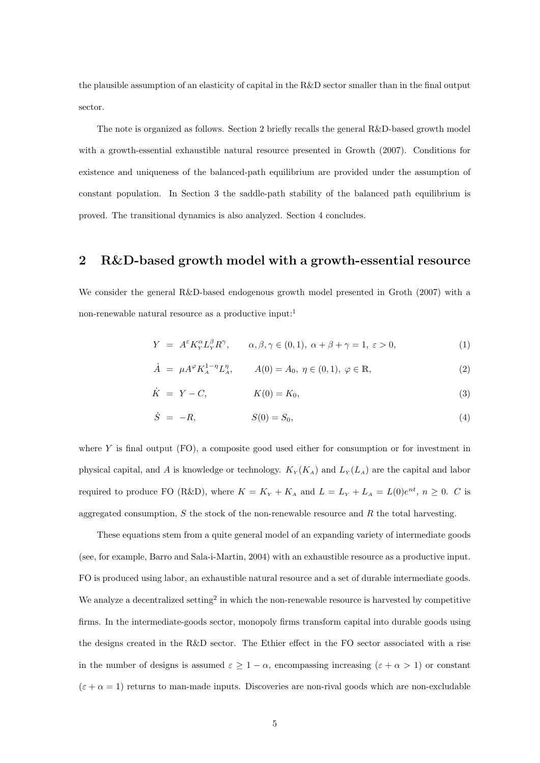the plausible assumption of an elasticity of capital in the R&D sector smaller than in the final output sector.

The note is organized as follows. Section 2 briefly recalls the general R&D-based growth model with a growth-essential exhaustible natural resource presented in Growth (2007). Conditions for existence and uniqueness of the balanced-path equilibrium are provided under the assumption of constant population. In Section 3 the saddle-path stability of the balanced path equilibrium is proved. The transitional dynamics is also analyzed. Section 4 concludes.

## 2 R&D-based growth model with a growth-essential resource

We consider the general R&D-based endogenous growth model presented in Groth (2007) with a non-renewable natural resource as a productive input:[1]

$$Y = A^{\varepsilon} K_{Y}^{\alpha} L_{Y}^{\beta} R^{\gamma}, \qquad \alpha, \beta, \gamma \in (0,1),\ \alpha+\beta+\gamma = 1,\ \varepsilon > 0, \tag{1}$$

$$\dot{A} = \mu A^{\varphi} K_{A}^{1-\eta} L_{A}^{\eta}, \qquad A(0) = A_0,\ \eta \in (0,1),\ \varphi \in \mathbb{R}, \tag{2}$$

$$\dot{K} = Y - C, \qquad K(0) = K_0, \tag{3}$$

$$\dot{S} = -R, \qquad S(0) = S_0, \tag{4}$$

where $Y$ is final output (FO), a composite good used either for consumption or for investment in physical capital, and $A$ is knowledge or technology. $K_Y (K_A)$ and $L_Y (L_A)$ are the capital and labor required to produce FO (R&D), where $K = K_Y + K_A$ and $L = L_Y + L_A = L(0)e^{nt}$, $n \geq 0$. $C$ is aggregated consumption, $S$ the stock of the non-renewable resource and $R$ the total harvesting.

These equations stem from a quite general model of an expanding variety of intermediate goods (see, for example, Barro and Sala-i-Martin, 2004) with an exhaustible resource as a productive input. FO is produced using labor, an exhaustible natural resource and a set of durable intermediate goods. We analyze a decentralized setting[2] in which the non-renewable resource is harvested by competitive firms. In the intermediate-goods sector, monopoly firms transform capital into durable goods using the designs created in the R&D sector. The Ethier effect in the FO sector associated with a rise in the number of designs is assumed $\varepsilon \geq 1 - \alpha$, encompassing increasing ($\varepsilon + \alpha > 1$) or constant ($\varepsilon + \alpha = 1$) returns to man-made inputs. Discoveries are non-rival goods which are non-excludable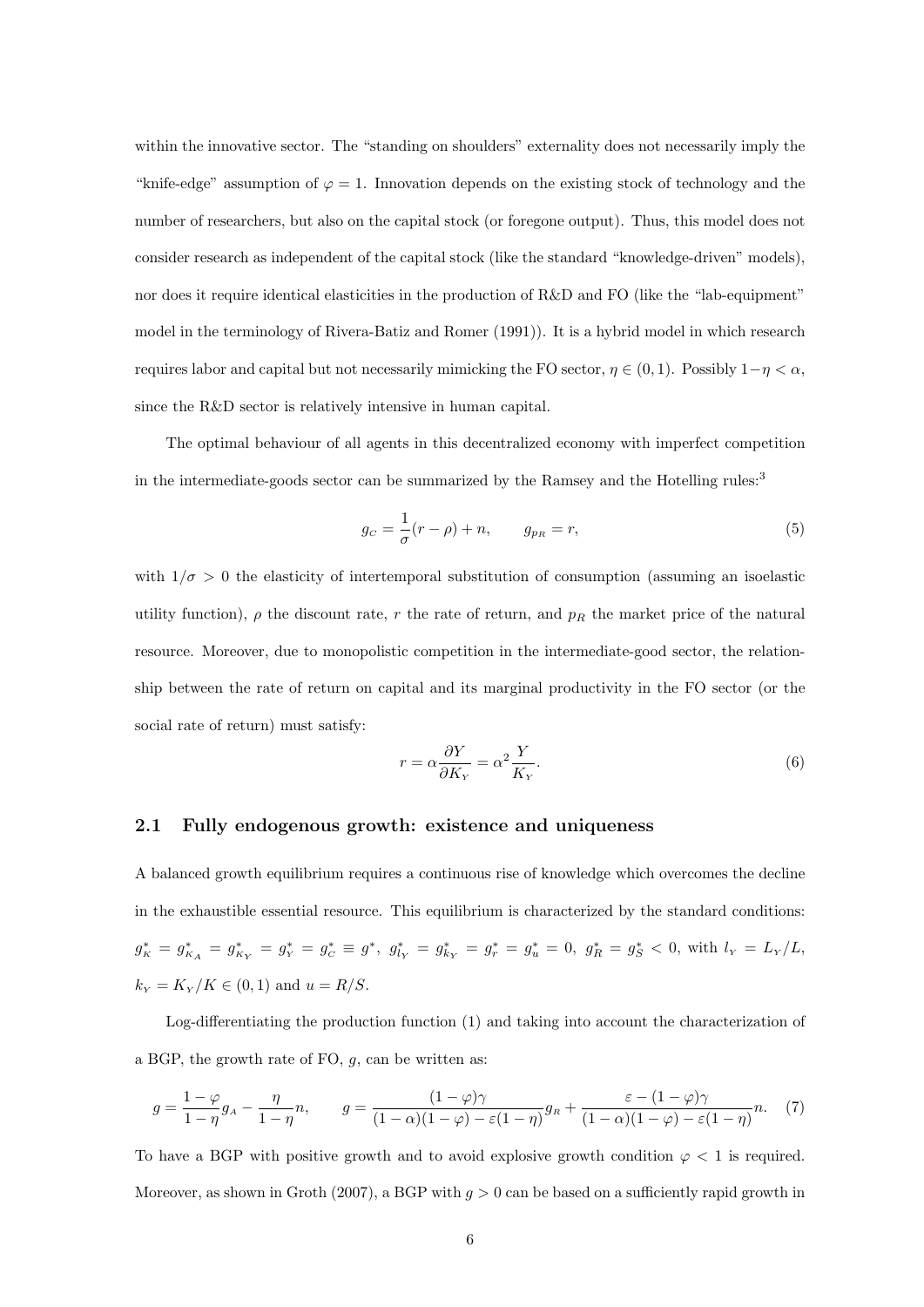within the innovative sector. The "standing on shoulders" externality does not necessarily imply the "knife-edge" assumption of $\varphi = 1$. Innovation depends on the existing stock of technology and the number of researchers, but also on the capital stock (or foregone output). Thus, this model does not consider research as independent of the capital stock (like the standard "knowledge-driven" models), nor does it require identical elasticities in the production of R&D and FO (like the "lab-equipment" model in the terminology of Rivera-Batiz and Romer (1991)). It is a hybrid model in which research requires labor and capital but not necessarily mimicking the FO sector, $\eta \in (0,1)$. Possibly $1-\eta < \alpha$, since the R&D sector is relatively intensive in human capital.

The optimal behaviour of all agents in this decentralized economy with imperfect competition in the intermediate-goods sector can be summarized by the Ramsey and the Hotelling rules:[3]

$$g_C = \frac{1}{\sigma}(r-\rho) + n, \qquad g_{p_R} = r, \tag{5}$$

with $1/\sigma > 0$ the elasticity of intertemporal substitution of consumption (assuming an isoelastic utility function), $\rho$ the discount rate, $r$ the rate of return, and $p_R$ the market price of the natural resource. Moreover, due to monopolistic competition in the intermediate-good sector, the relationship between the rate of return on capital and its marginal productivity in the FO sector (or the social rate of return) must satisfy:

$$r = \alpha \frac{\partial Y}{\partial K_Y} = \alpha^2 \frac{Y}{K_Y}. \tag{6}$$

## 2.1 Fully endogenous growth: existence and uniqueness

A balanced growth equilibrium requires a continuous rise of knowledge which overcomes the decline in the exhaustible essential resource. This equilibrium is characterized by the standard conditions: $g^*_K = g^*_{K_A} = g^*_{K_Y} = g^*_Y = g^*_C \equiv g^*$, $g^*_{l_Y} = g^*_{k_Y} = g^*_r = g^*_u = 0$, $g^*_R = g^*_S < 0$, with $l_Y = L_Y/L$, $k_Y = K_Y/K \in (0,1)$ and $u = R/S$.

Log-differentiating the production function (1) and taking into account the characterization of a BGP, the growth rate of FO, $g$, can be written as:

$$g = \frac{1-\varphi}{1-\eta} g_A - \frac{\eta}{1-\eta} n, \qquad g = \frac{(1-\varphi)\gamma}{(1-\alpha)(1-\varphi) - \varepsilon(1-\eta)} g_R + \frac{\varepsilon - (1-\varphi)\gamma}{(1-\alpha)(1-\varphi) - \varepsilon(1-\eta)} n. \tag{7}$$

To have a BGP with positive growth and to avoid explosive growth condition $\varphi < 1$ is required. Moreover, as shown in Groth (2007), a BGP with $g > 0$ can be based on a sufficiently rapid growth in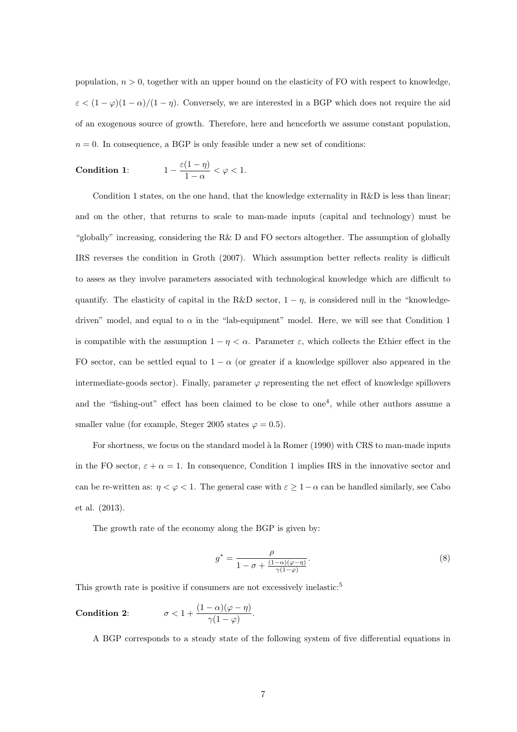population, $n > 0$, together with an upper bound on the elasticity of FO with respect to knowledge, $\varepsilon < (1-\varphi)(1-\alpha)/(1-\eta)$. Conversely, we are interested in a BGP which does not require the aid of an exogenous source of growth. Therefore, here and henceforth we assume constant population, $n = 0$. In consequence, a BGP is only feasible under a new set of conditions:

**Condition 1**: $$1 - \frac{\varepsilon(1-\eta)}{1-\alpha} < \varphi < 1.$$

Condition 1 states, on the one hand, that the knowledge externality in R&D is less than linear; and on the other, that returns to scale to man-made inputs (capital and technology) must be "globally" increasing, considering the R& D and FO sectors altogether. The assumption of globally IRS reverses the condition in Groth (2007). Which assumption better reflects reality is difficult to asses as they involve parameters associated with technological knowledge which are difficult to quantify. The elasticity of capital in the R&D sector, $1-\eta$, is considered null in the "knowledge-driven" model, and equal to $\alpha$ in the "lab-equipment" model. Here, we will see that Condition 1 is compatible with the assumption $1-\eta < \alpha$. Parameter $\varepsilon$, which collects the Ethier effect in the FO sector, can be settled equal to $1-\alpha$ (or greater if a knowledge spillover also appeared in the intermediate-goods sector). Finally, parameter $\varphi$ representing the net effect of knowledge spillovers and the "fishing-out" effect has been claimed to be close to one[4], while other authors assume a smaller value (for example, Steger 2005 states $\varphi = 0.5$).

For shortness, we focus on the standard model à la Romer (1990) with CRS to man-made inputs in the FO sector, $\varepsilon + \alpha = 1$. In consequence, Condition 1 implies IRS in the innovative sector and can be re-written as: $\eta < \varphi < 1$. The general case with $\varepsilon \geq 1-\alpha$ can be handled similarly, see Cabo et al. (2013).

The growth rate of the economy along the BGP is given by:

$$g^* = \frac{\rho}{1-\sigma+\frac{(1-\alpha)(\varphi-\eta)}{\gamma(1-\varphi)}}. \tag{8}$$

This growth rate is positive if consumers are not excessively inelastic:[5]

**Condition 2**: $$\sigma < 1 + \frac{(1-\alpha)(\varphi-\eta)}{\gamma(1-\varphi)}.$$

A BGP corresponds to a steady state of the following system of five differential equations in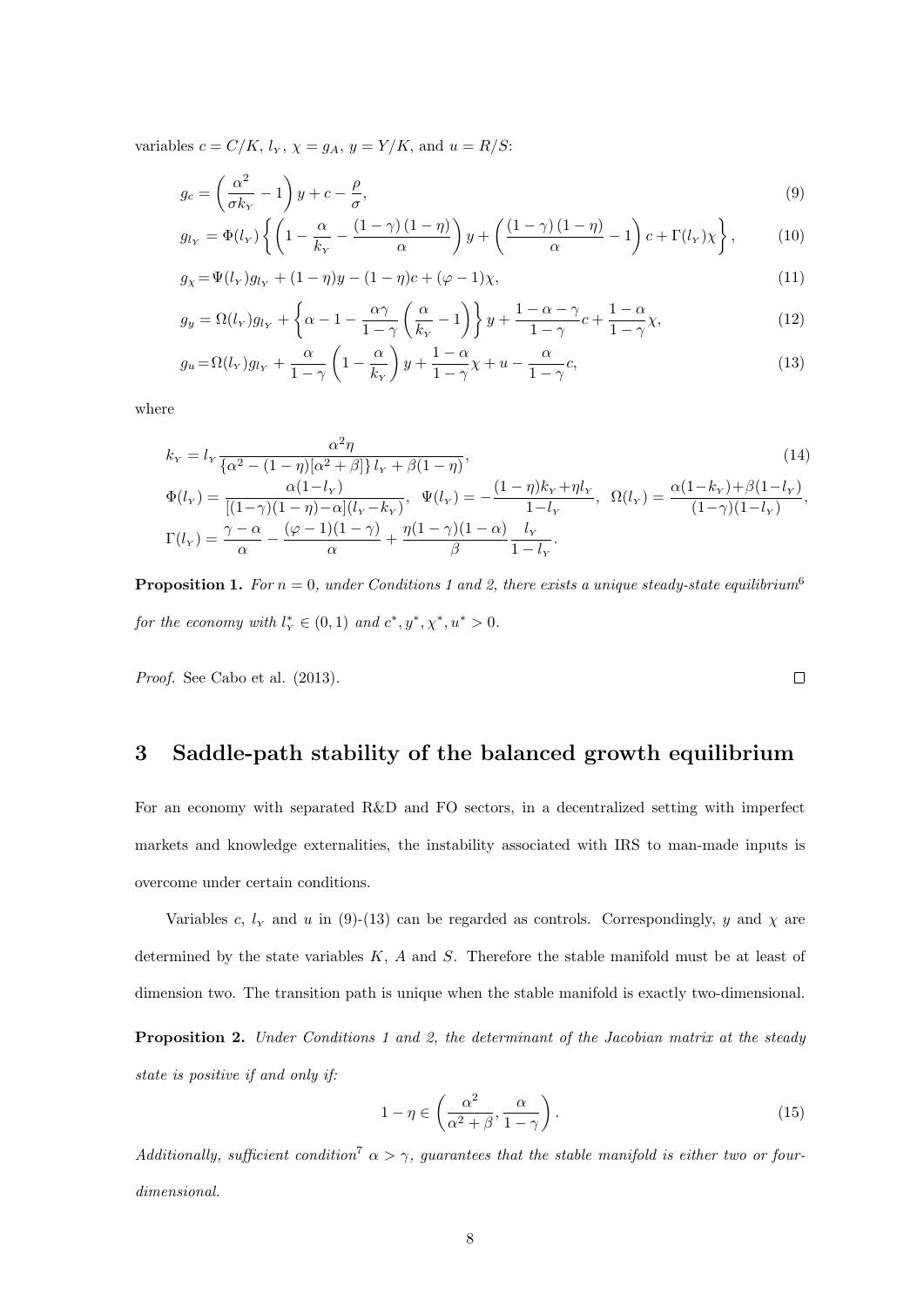variables $c = C/K$, $l_Y$, $\chi = g_A$, $y = Y/K$, and $u = R/S$:

$$g_c = \left(\frac{\alpha^2}{\sigma k_Y} - 1\right) y + c - \frac{\rho}{\sigma}, \tag{9}$$

$$g_{l_Y} = \Phi(l_Y) \left\{ \left(1 - \frac{\alpha}{k_Y} - \frac{(1-\gamma)(1-\eta)}{\alpha}\right) y + \left(\frac{(1-\gamma)(1-\eta)}{\alpha} - 1\right) c + \Gamma(l_Y)\chi \right\}, \tag{10}$$

$$g_\chi = \Psi(l_Y) g_{l_Y} + (1-\eta) y - (1-\eta) c + (\varphi - 1)\chi, \tag{11}$$

$$g_y = \Omega(l_Y) g_{l_Y} + \left\{\alpha - 1 - \frac{\alpha\gamma}{1-\gamma}\left(\frac{\alpha}{k_Y} - 1\right)\right\} y + \frac{1-\alpha-\gamma}{1-\gamma} c + \frac{1-\alpha}{1-\gamma}\chi, \tag{12}$$

$$g_u = \Omega(l_Y) g_{l_Y} + \frac{\alpha}{1-\gamma}\left(1 - \frac{\alpha}{k_Y}\right) y + \frac{1-\alpha}{1-\gamma}\chi + u - \frac{\alpha}{1-\gamma} c, \tag{13}$$

where

$$k_Y = l_Y \frac{\alpha^2 \eta}{\{\alpha^2 - (1-\eta)[\alpha^2 + \beta]\} l_Y + \beta(1-\eta)}, \tag{14}$$

$$\Phi(l_Y) = \frac{\alpha(1-l_Y)}{[(1-\gamma)(1-\eta) - \alpha](l_Y - k_Y)}, \quad \Psi(l_Y) = -\frac{(1-\eta)k_Y + \eta l_Y}{1-l_Y}, \quad \Omega(l_Y) = \frac{\alpha(1-k_Y) + \beta(1-l_Y)}{(1-\gamma)(1-l_Y)},$$

$$\Gamma(l_Y) = \frac{\gamma - \alpha}{\alpha} - \frac{(\varphi-1)(1-\gamma)}{\alpha} + \frac{\eta(1-\gamma)(1-\alpha)}{\beta}\frac{l_Y}{1-l_Y}.$$

**Proposition 1.** *For $n = 0$, under Conditions 1 and 2, there exists a unique steady-state equilibrium*[6] *for the economy with $l_Y^* \in (0,1)$ and $c^*, y^*, \chi^*, u^* > 0$.*

*Proof.* See Cabo et al. (2013). □

## 3 Saddle-path stability of the balanced growth equilibrium

For an economy with separated R&D and FO sectors, in a decentralized setting with imperfect markets and knowledge externalities, the instability associated with IRS to man-made inputs is overcome under certain conditions.

Variables $c$, $l_Y$ and $u$ in (9)-(13) can be regarded as controls. Correspondingly, $y$ and $\chi$ are determined by the state variables $K$, $A$ and $S$. Therefore the stable manifold must be at least of dimension two. The transition path is unique when the stable manifold is exactly two-dimensional.

**Proposition 2.** *Under Conditions 1 and 2, the determinant of the Jacobian matrix at the steady state is positive if and only if:*

$$1 - \eta \in \left(\frac{\alpha^2}{\alpha^2 + \beta}, \frac{\alpha}{1-\gamma}\right). \tag{15}$$

*Additionally, sufficient condition*[7] *$\alpha > \gamma$, guarantees that the stable manifold is either two or four-dimensional.*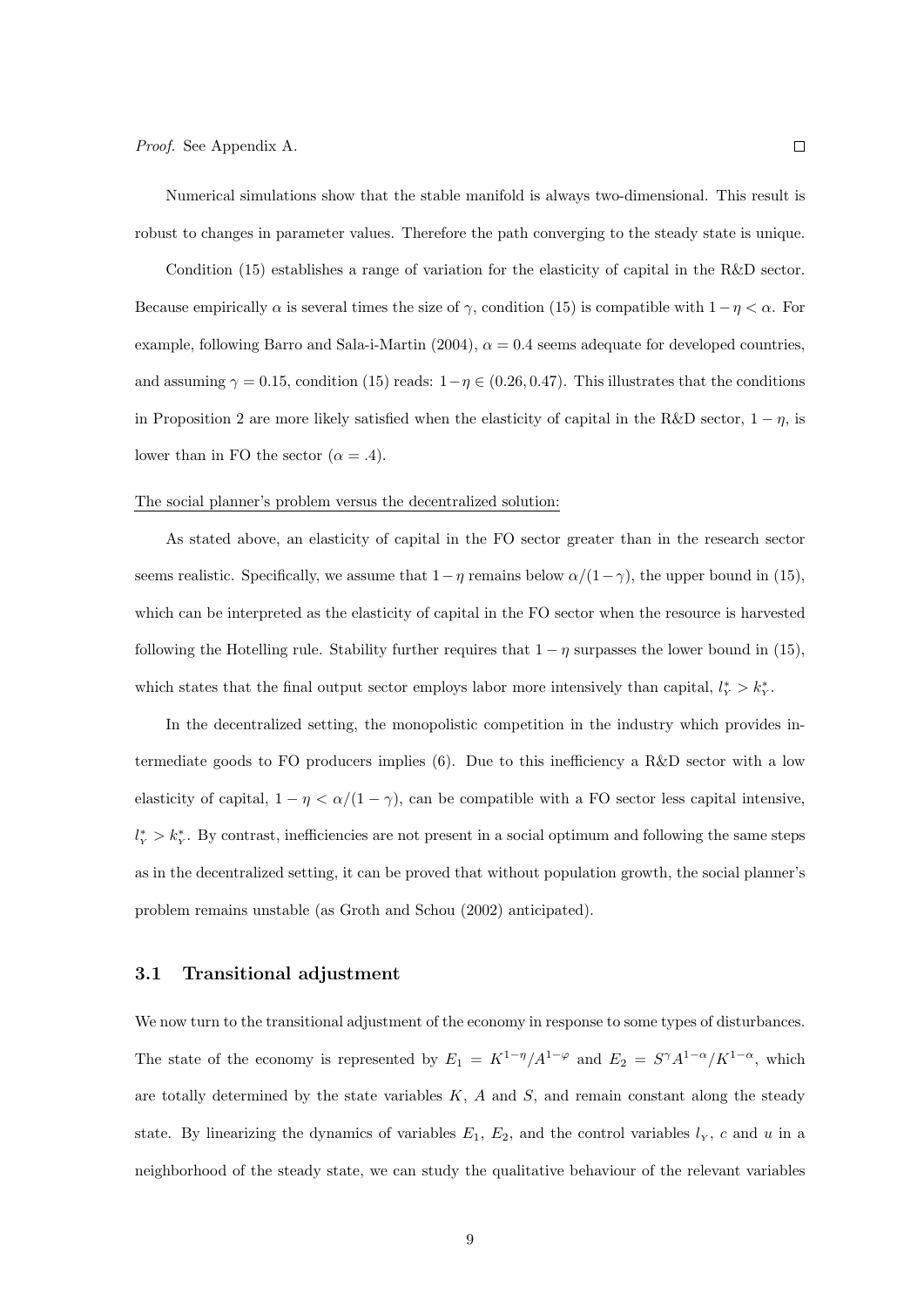*Proof.* See Appendix A. □

Numerical simulations show that the stable manifold is always two-dimensional. This result is robust to changes in parameter values. Therefore the path converging to the steady state is unique.

Condition (15) establishes a range of variation for the elasticity of capital in the R&D sector. Because empirically $\alpha$ is several times the size of $\gamma$, condition (15) is compatible with $1-\eta < \alpha$. For example, following Barro and Sala-i-Martin (2004), $\alpha = 0.4$ seems adequate for developed countries, and assuming $\gamma = 0.15$, condition (15) reads: $1-\eta \in (0.26, 0.47)$. This illustrates that the conditions in Proposition 2 are more likely satisfied when the elasticity of capital in the R&D sector, $1-\eta$, is lower than in FO the sector ($\alpha = .4$).

The social planner's problem versus the decentralized solution:

As stated above, an elasticity of capital in the FO sector greater than in the research sector seems realistic. Specifically, we assume that $1-\eta$ remains below $\alpha/(1-\gamma)$, the upper bound in (15), which can be interpreted as the elasticity of capital in the FO sector when the resource is harvested following the Hotelling rule. Stability further requires that $1-\eta$ surpasses the lower bound in (15), which states that the final output sector employs labor more intensively than capital, $l_Y^* > k_Y^*$.

In the decentralized setting, the monopolistic competition in the industry which provides intermediate goods to FO producers implies (6). Due to this inefficiency a R&D sector with a low elasticity of capital, $1-\eta < \alpha/(1-\gamma)$, can be compatible with a FO sector less capital intensive, $l_Y^* > k_Y^*$. By contrast, inefficiencies are not present in a social optimum and following the same steps as in the decentralized setting, it can be proved that without population growth, the social planner's problem remains unstable (as Groth and Schou (2002) anticipated).

### 3.1 Transitional adjustment

We now turn to the transitional adjustment of the economy in response to some types of disturbances. The state of the economy is represented by $E_1 = K^{1-\eta}/A^{1-\varphi}$ and $E_2 = S^{\gamma}A^{1-\alpha}/K^{1-\alpha}$, which are totally determined by the state variables $K$, $A$ and $S$, and remain constant along the steady state. By linearizing the dynamics of variables $E_1$, $E_2$, and the control variables $l_Y$, $c$ and $u$ in a neighborhood of the steady state, we can study the qualitative behaviour of the relevant variables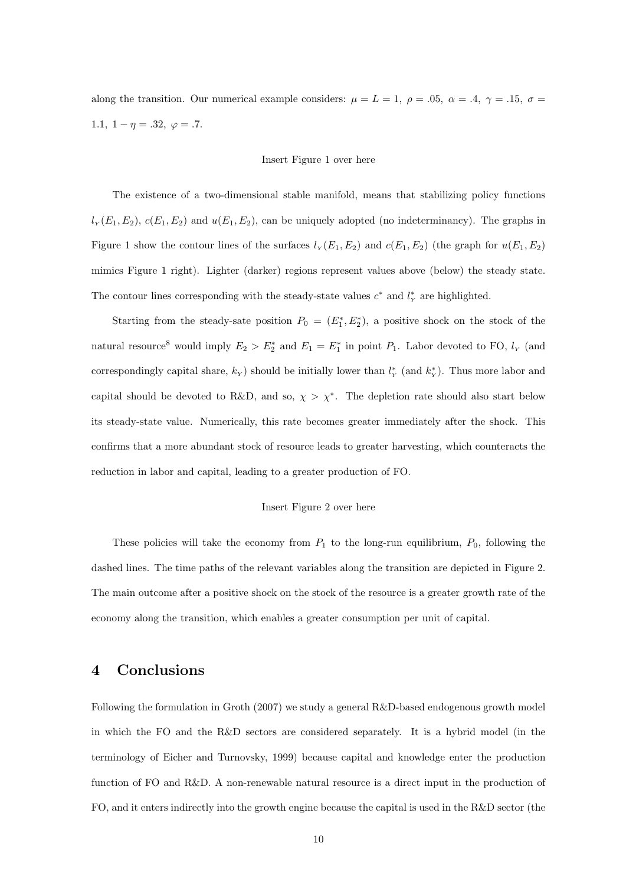along the transition. Our numerical example considers: $\mu = L = 1,\ \rho = .05,\ \alpha = .4,\ \gamma = .15,\ \sigma = 1.1,\ 1-\eta = .32,\ \varphi = .7$.

Insert Figure 1 over here

The existence of a two-dimensional stable manifold, means that stabilizing policy functions $l_Y(E_1, E_2)$, $c(E_1, E_2)$ and $u(E_1, E_2)$, can be uniquely adopted (no indeterminancy). The graphs in Figure 1 show the contour lines of the surfaces $l_Y(E_1, E_2)$ and $c(E_1, E_2)$ (the graph for $u(E_1, E_2)$ mimics Figure 1 right). Lighter (darker) regions represent values above (below) the steady state. The contour lines corresponding with the steady-state values $c^*$ and $l_Y^*$ are highlighted.

Starting from the steady-sate position $P_0 = (E_1^*, E_2^*)$, a positive shock on the stock of the natural resource[8] would imply $E_2 > E_2^*$ and $E_1 = E_1^*$ in point $P_1$. Labor devoted to FO, $l_Y$ (and correspondingly capital share, $k_Y$) should be initially lower than $l_Y^*$ (and $k_Y^*$). Thus more labor and capital should be devoted to R&D, and so, $\chi > \chi^*$. The depletion rate should also start below its steady-state value. Numerically, this rate becomes greater immediately after the shock. This confirms that a more abundant stock of resource leads to greater harvesting, which counteracts the reduction in labor and capital, leading to a greater production of FO.

Insert Figure 2 over here

These policies will take the economy from $P_1$ to the long-run equilibrium, $P_0$, following the dashed lines. The time paths of the relevant variables along the transition are depicted in Figure 2. The main outcome after a positive shock on the stock of the resource is a greater growth rate of the economy along the transition, which enables a greater consumption per unit of capital.

## 4 Conclusions

Following the formulation in Groth (2007) we study a general R&D-based endogenous growth model in which the FO and the R&D sectors are considered separately. It is a hybrid model (in the terminology of Eicher and Turnovsky, 1999) because capital and knowledge enter the production function of FO and R&D. A non-renewable natural resource is a direct input in the production of FO, and it enters indirectly into the growth engine because the capital is used in the R&D sector (the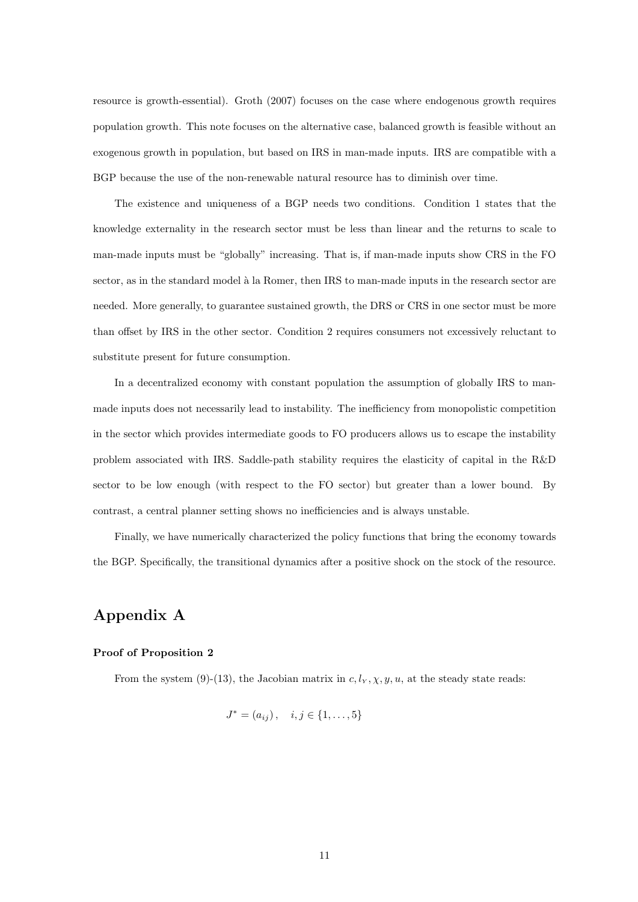resource is growth-essential). Groth (2007) focuses on the case where endogenous growth requires population growth. This note focuses on the alternative case, balanced growth is feasible without an exogenous growth in population, but based on IRS in man-made inputs. IRS are compatible with a BGP because the use of the non-renewable natural resource has to diminish over time.

The existence and uniqueness of a BGP needs two conditions. Condition 1 states that the knowledge externality in the research sector must be less than linear and the returns to scale to man-made inputs must be "globally" increasing. That is, if man-made inputs show CRS in the FO sector, as in the standard model à la Romer, then IRS to man-made inputs in the research sector are needed. More generally, to guarantee sustained growth, the DRS or CRS in one sector must be more than offset by IRS in the other sector. Condition 2 requires consumers not excessively reluctant to substitute present for future consumption.

In a decentralized economy with constant population the assumption of globally IRS to man-made inputs does not necessarily lead to instability. The inefficiency from monopolistic competition in the sector which provides intermediate goods to FO producers allows us to escape the instability problem associated with IRS. Saddle-path stability requires the elasticity of capital in the R&D sector to be low enough (with respect to the FO sector) but greater than a lower bound. By contrast, a central planner setting shows no inefficiencies and is always unstable.

Finally, we have numerically characterized the policy functions that bring the economy towards the BGP. Specifically, the transitional dynamics after a positive shock on the stock of the resource.

# Appendix A

### Proof of Proposition 2

From the system (9)-(13), the Jacobian matrix in $c, l_Y, \chi, y, u$, at the steady state reads:

$$J^* = (a_{ij}), \quad i, j \in \{1, \ldots, 5\}$$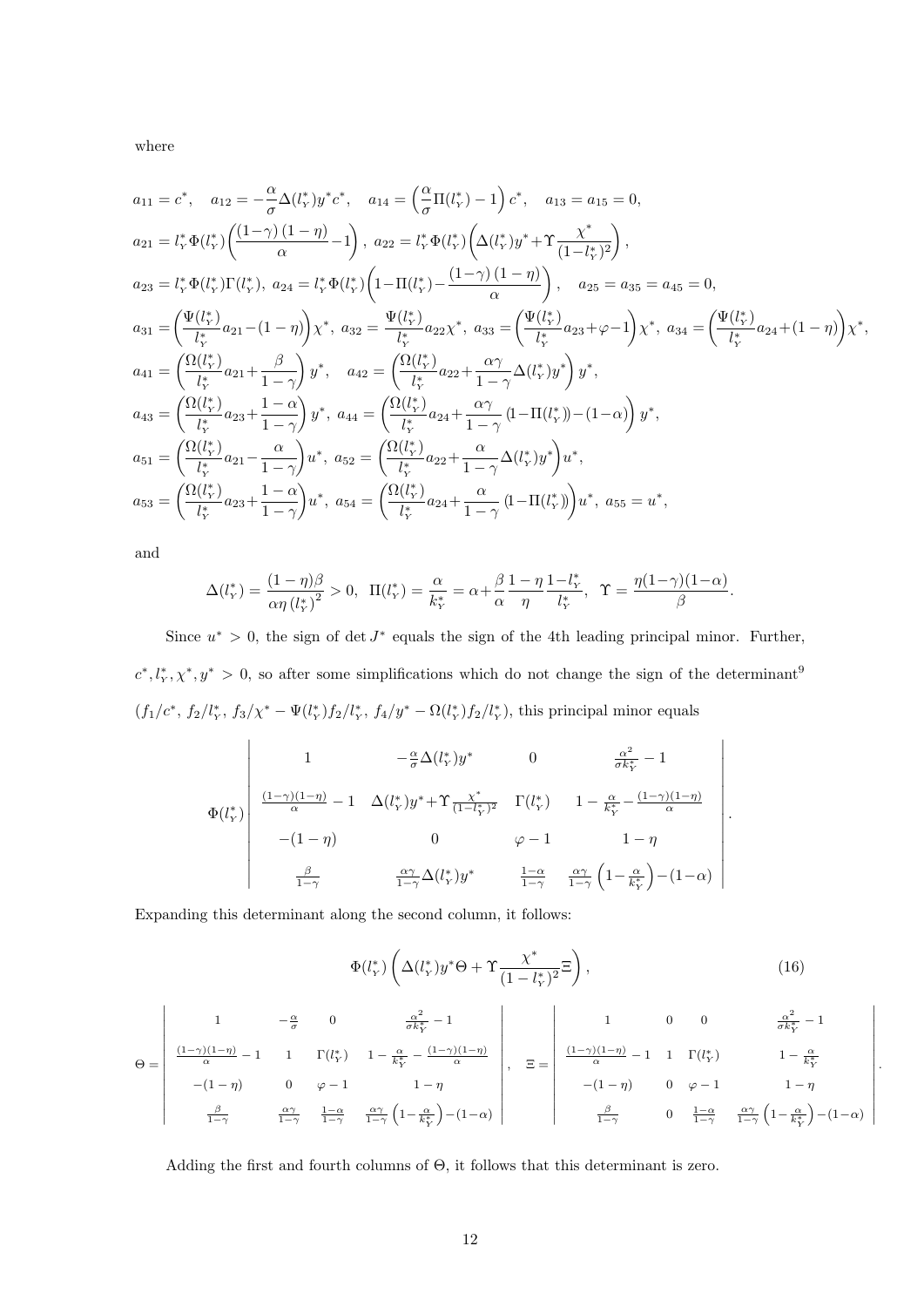where

$$
\begin{aligned}
&a_{11} = c^*, \quad a_{12} = -\frac{\alpha}{\sigma}\Delta(l_Y^*)y^*c^*, \quad a_{14} = \left(\frac{\alpha}{\sigma}\Pi(l_Y^*) - 1\right)c^*, \quad a_{13} = a_{15} = 0,\\
&a_{21} = l_Y^*\Phi(l_Y^*)\left(\frac{(1-\gamma)(1-\eta)}{\alpha} - 1\right), \; a_{22} = l_Y^*\Phi(l_Y^*)\left(\Delta(l_Y^*)y^* + \Upsilon\frac{\chi^*}{(1-l_Y^*)^2}\right),\\
&a_{23} = l_Y^*\Phi(l_Y^*)\Gamma(l_Y^*), \; a_{24} = l_Y^*\Phi(l_Y^*)\left(1 - \Pi(l_Y^*) - \frac{(1-\gamma)(1-\eta)}{\alpha}\right), \quad a_{25} = a_{35} = a_{45} = 0,\\
&a_{31} = \left(\frac{\Psi(l_Y^*)}{l_Y^*}a_{21} - (1-\eta)\right)\chi^*, \; a_{32} = \frac{\Psi(l_Y^*)}{l_Y^*}a_{22}\chi^*, \; a_{33} = \left(\frac{\Psi(l_Y^*)}{l_Y^*}a_{23} + \varphi - 1\right)\chi^*, \; a_{34} = \left(\frac{\Psi(l_Y^*)}{l_Y^*}a_{24} + (1-\eta)\right)\chi^*,\\
&a_{41} = \left(\frac{\Omega(l_Y^*)}{l_Y^*}a_{21} + \frac{\beta}{1-\gamma}\right)y^*, \quad a_{42} = \left(\frac{\Omega(l_Y^*)}{l_Y^*}a_{22} + \frac{\alpha\gamma}{1-\gamma}\Delta(l_Y^*)y^*\right)y^*,\\
&a_{43} = \left(\frac{\Omega(l_Y^*)}{l_Y^*}a_{23} + \frac{1-\alpha}{1-\gamma}\right)y^*, \; a_{44} = \left(\frac{\Omega(l_Y^*)}{l_Y^*}a_{24} + \frac{\alpha\gamma}{1-\gamma}\left(1 - \Pi(l_Y^*)\right) - (1-\alpha)\right)y^*,\\
&a_{51} = \left(\frac{\Omega(l_Y^*)}{l_Y^*}a_{21} - \frac{\alpha}{1-\gamma}\right)u^*, \; a_{52} = \left(\frac{\Omega(l_Y^*)}{l_Y^*}a_{22} + \frac{\alpha}{1-\gamma}\Delta(l_Y^*)y^*\right)u^*,\\
&a_{53} = \left(\frac{\Omega(l_Y^*)}{l_Y^*}a_{23} + \frac{1-\alpha}{1-\gamma}\right)u^*, \; a_{54} = \left(\frac{\Omega(l_Y^*)}{l_Y^*}a_{24} + \frac{\alpha}{1-\gamma}\left(1 - \Pi(l_Y^*)\right)\right)u^*, \; a_{55} = u^*,
\end{aligned}
$$

and

$$
\Delta(l_Y^*) = \frac{(1-\eta)\beta}{\alpha\eta\left(l_Y^*\right)^2} > 0, \;\; \Pi(l_Y^*) = \frac{\alpha}{k_Y^*} = \alpha + \frac{\beta}{\alpha}\frac{1-\eta}{\eta}\frac{1-l_Y^*}{l_Y^*}, \;\; \Upsilon = \frac{\eta(1-\gamma)(1-\alpha)}{\beta}.
$$

Since $u^* > 0$, the sign of $\det J^*$ equals the sign of the 4th leading principal minor. Further, $c^*, l_Y^*, \chi^*, y^* > 0$, so after some simplifications which do not change the sign of the determinant[9] $(f_1/c^*,\ f_2/l_Y^*,\ f_3/\chi^* - \Psi(l_Y^*)f_2/l_Y^*,\ f_4/y^* - \Omega(l_Y^*)f_2/l_Y^*)$, this principal minor equals

$$
\Phi(l_Y^*)\begin{vmatrix}
1 & -\frac{\alpha}{\sigma}\Delta(l_Y^*)y^* & 0 & \frac{\alpha^2}{\sigma k_Y^*} - 1\\
\frac{(1-\gamma)(1-\eta)}{\alpha} - 1 & \Delta(l_Y^*)y^* + \Upsilon\frac{\chi^*}{(1-l_Y^*)^2} & \Gamma(l_Y^*) & 1 - \frac{\alpha}{k_Y^*} - \frac{(1-\gamma)(1-\eta)}{\alpha}\\
-(1-\eta) & 0 & \varphi - 1 & 1-\eta\\
\frac{\beta}{1-\gamma} & \frac{\alpha\gamma}{1-\gamma}\Delta(l_Y^*)y^* & \frac{1-\alpha}{1-\gamma} & \frac{\alpha\gamma}{1-\gamma}\left(1 - \frac{\alpha}{k_Y^*}\right) - (1-\alpha)
\end{vmatrix}.
$$

Expanding this determinant along the second column, it follows:

$$
\Phi(l_Y^*)\left(\Delta(l_Y^*)y^*\Theta + \Upsilon\frac{\chi^*}{(1-l_Y^*)^2}\Xi\right), \tag{16}
$$

$$
\Theta = \begin{vmatrix}
1 & -\frac{\alpha}{\sigma} & 0 & \frac{\alpha^2}{\sigma k_Y^*} - 1\\
\frac{(1-\gamma)(1-\eta)}{\alpha} - 1 & 1 & \Gamma(l_Y^*) & 1 - \frac{\alpha}{k_Y^*} - \frac{(1-\gamma)(1-\eta)}{\alpha}\\
-(1-\eta) & 0 & \varphi - 1 & 1-\eta\\
\frac{\beta}{1-\gamma} & \frac{\alpha\gamma}{1-\gamma} & \frac{1-\alpha}{1-\gamma} & \frac{\alpha\gamma}{1-\gamma}\left(1 - \frac{\alpha}{k_Y^*}\right) - (1-\alpha)
\end{vmatrix}, \quad
\Xi = \begin{vmatrix}
1 & 0 & 0 & \frac{\alpha^2}{\sigma k_Y^*} - 1\\
\frac{(1-\gamma)(1-\eta)}{\alpha} - 1 & 1 & \Gamma(l_Y^*) & 1 - \frac{\alpha}{k_Y^*}\\
-(1-\eta) & 0 & \varphi - 1 & 1-\eta\\
\frac{\beta}{1-\gamma} & 0 & \frac{1-\alpha}{1-\gamma} & \frac{\alpha\gamma}{1-\gamma}\left(1 - \frac{\alpha}{k_Y^*}\right) - (1-\alpha)
\end{vmatrix}.
$$

Adding the first and fourth columns of $\Theta$, it follows that this determinant is zero.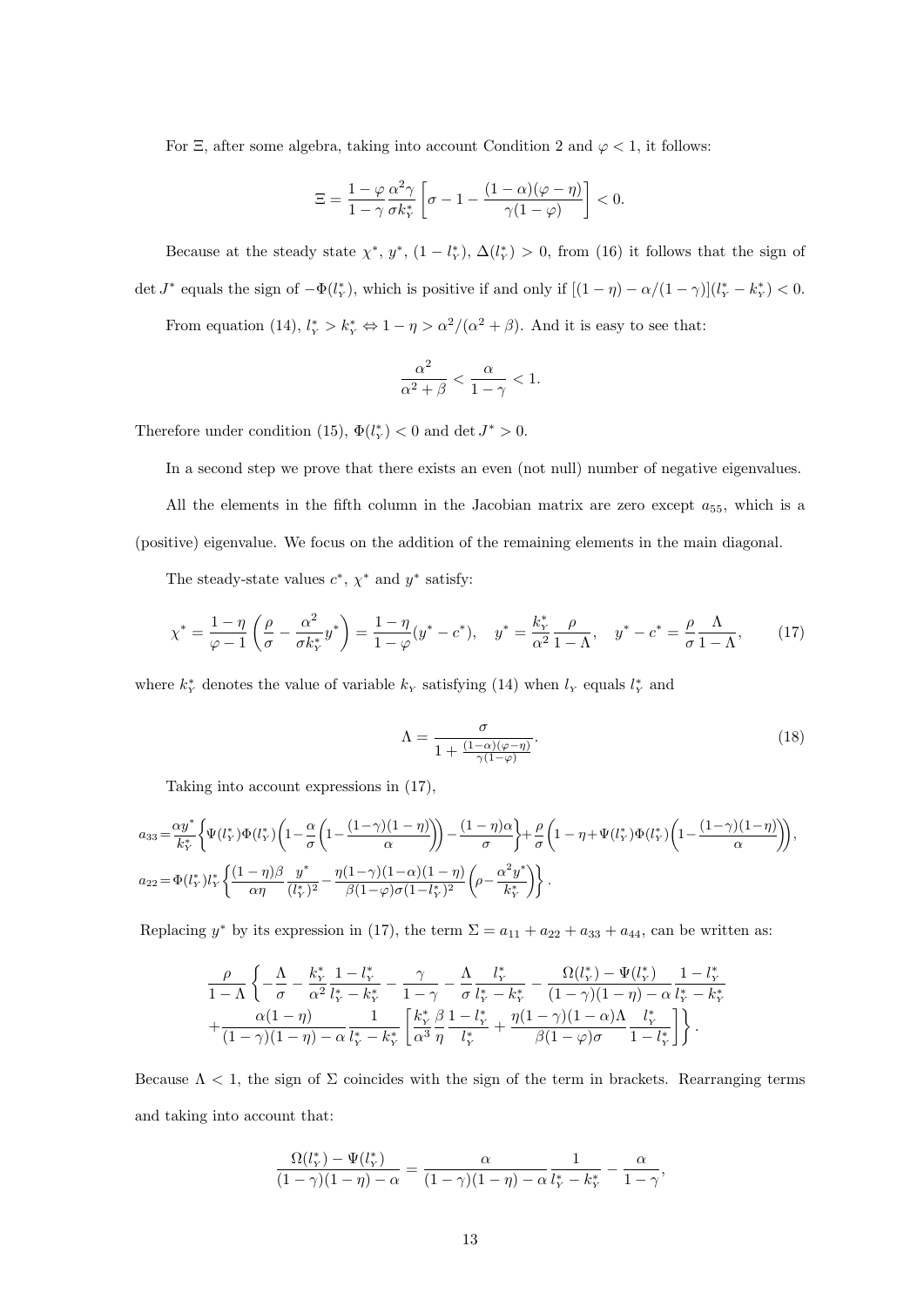For $\Xi$, after some algebra, taking into account Condition 2 and $\varphi < 1$, it follows:

$$\Xi = \frac{1-\varphi}{1-\gamma}\frac{\alpha^2\gamma}{\sigma k_Y^*}\left[\sigma - 1 - \frac{(1-\alpha)(\varphi-\eta)}{\gamma(1-\varphi)}\right] < 0.$$

Because at the steady state $\chi^*$, $y^*$, $(1-l_Y^*)$, $\Delta(l_Y^*) > 0$, from (16) it follows that the sign of $\det J^*$ equals the sign of $-\Phi(l_Y^*)$, which is positive if and only if $[(1-\eta) - \alpha/(1-\gamma)](l_Y^* - k_Y^*) < 0$.

From equation (14), $l_Y^* > k_Y^* \Leftrightarrow 1-\eta > \alpha^2/(\alpha^2+\beta)$. And it is easy to see that:

$$\frac{\alpha^2}{\alpha^2+\beta} < \frac{\alpha}{1-\gamma} < 1.$$

Therefore under condition (15), $\Phi(l_Y^*) < 0$ and $\det J^* > 0$.

In a second step we prove that there exists an even (not null) number of negative eigenvalues.

All the elements in the fifth column in the Jacobian matrix are zero except $a_{55}$, which is a (positive) eigenvalue. We focus on the addition of the remaining elements in the main diagonal.

The steady-state values $c^*$, $\chi^*$ and $y^*$ satisfy:

$$\chi^* = \frac{1-\eta}{\varphi-1}\left(\frac{\rho}{\sigma} - \frac{\alpha^2}{\sigma k_Y^*}y^*\right) = \frac{1-\eta}{1-\varphi}(y^*-c^*), \quad y^* = \frac{k_Y^*}{\alpha^2}\frac{\rho}{1-\Lambda}, \quad y^*-c^* = \frac{\rho}{\sigma}\frac{\Lambda}{1-\Lambda}, \tag{17}$$

where $k_Y^*$ denotes the value of variable $k_Y$ satisfying (14) when $l_Y$ equals $l_Y^*$ and

$$\Lambda = \frac{\sigma}{1 + \frac{(1-\alpha)(\varphi-\eta)}{\gamma(1-\varphi)}}. \tag{18}$$

Taking into account expressions in (17),

$$a_{33} = \frac{\alpha y^*}{k_Y^*}\left\{\Psi(l_Y^*)\Phi(l_Y^*)\left(1 - \frac{\alpha}{\sigma}\left(1 - \frac{(1-\gamma)(1-\eta)}{\alpha}\right)\right) - \frac{(1-\eta)\alpha}{\sigma}\right\} + \frac{\rho}{\sigma}\left(1-\eta+\Psi(l_Y^*)\Phi(l_Y^*)\left(1-\frac{(1-\gamma)(1-\eta)}{\alpha}\right)\right),$$

$$a_{22} = \Phi(l_Y^*)l_Y^*\left\{\frac{(1-\eta)\beta}{\alpha\eta}\frac{y^*}{(l_Y^*)^2} - \frac{\eta(1-\gamma)(1-\alpha)(1-\eta)}{\beta(1-\varphi)\sigma(1-l_Y^*)^2}\left(\rho - \frac{\alpha^2 y^*}{k_Y^*}\right)\right\}.$$

Replacing $y^*$ by its expression in (17), the term $\Sigma = a_{11} + a_{22} + a_{33} + a_{44}$, can be written as:

$$\frac{\rho}{1-\Lambda}\left\{-\frac{\Lambda}{\sigma} - \frac{k_Y^*}{\alpha^2}\frac{1-l_Y^*}{l_Y^*-k_Y^*} - \frac{\gamma}{1-\gamma} - \frac{\Lambda}{\sigma}\frac{l_Y^*}{l_Y^*-k_Y^*} - \frac{\Omega(l_Y^*)-\Psi(l_Y^*)}{(1-\gamma)(1-\eta)-\alpha}\frac{1-l_Y^*}{l_Y^*-k_Y^*}\right.$$
$$\left.+\frac{\alpha(1-\eta)}{(1-\gamma)(1-\eta)-\alpha}\frac{1}{l_Y^*-k_Y^*}\left[\frac{k_Y^*}{\alpha^3}\frac{\beta}{\eta}\frac{1-l_Y^*}{l_Y^*} + \frac{\eta(1-\gamma)(1-\alpha)\Lambda}{\beta(1-\varphi)\sigma}\frac{l_Y^*}{1-l_Y^*}\right]\right\}.$$

Because $\Lambda < 1$, the sign of $\Sigma$ coincides with the sign of the term in brackets. Rearranging terms and taking into account that:

$$\frac{\Omega(l_Y^*)-\Psi(l_Y^*)}{(1-\gamma)(1-\eta)-\alpha} = \frac{\alpha}{(1-\gamma)(1-\eta)-\alpha}\frac{1}{l_Y^*-k_Y^*} - \frac{\alpha}{1-\gamma},$$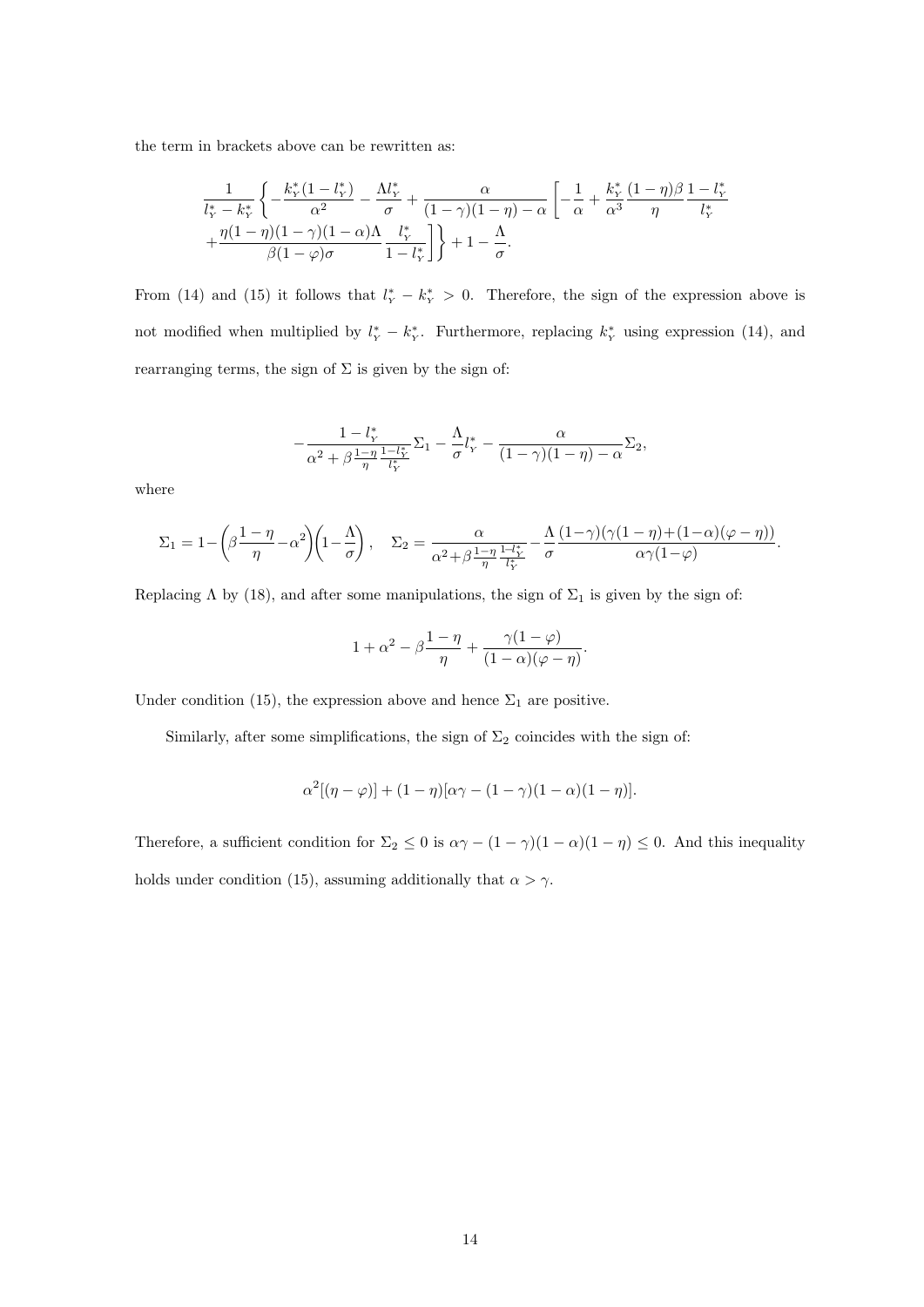the term in brackets above can be rewritten as:

$$
\frac{1}{l_Y^* - k_Y^*}\left\{-\frac{k_Y^*(1-l_Y^*)}{\alpha^2} - \frac{\Lambda l_Y^*}{\sigma} + \frac{\alpha}{(1-\gamma)(1-\eta)-\alpha}\left[-\frac{1}{\alpha} + \frac{k_Y^*}{\alpha^3}\frac{(1-\eta)\beta}{\eta}\frac{1-l_Y^*}{l_Y^*}\right.\right.
$$
$$
\left.\left. + \frac{\eta(1-\eta)(1-\gamma)(1-\alpha)\Lambda}{\beta(1-\varphi)\sigma}\frac{l_Y^*}{1-l_Y^*}\right]\right\} + 1 - \frac{\Lambda}{\sigma}.
$$

From (14) and (15) it follows that $l_Y^* - k_Y^* > 0$. Therefore, the sign of the expression above is not modified when multiplied by $l_Y^* - k_Y^*$. Furthermore, replacing $k_Y^*$ using expression (14), and rearranging terms, the sign of $\Sigma$ is given by the sign of:

$$
-\frac{1-l_Y^*}{\alpha^2 + \beta\frac{1-\eta}{\eta}\frac{1-l_Y^*}{l_Y^*}}\Sigma_1 - \frac{\Lambda}{\sigma}l_Y^* - \frac{\alpha}{(1-\gamma)(1-\eta)-\alpha}\Sigma_2,
$$

where

$$
\Sigma_1 = 1 - \left(\beta\frac{1-\eta}{\eta} - \alpha^2\right)\left(1 - \frac{\Lambda}{\sigma}\right), \quad \Sigma_2 = \frac{\alpha}{\alpha^2 + \beta\frac{1-\eta}{\eta}\frac{1-l_Y^*}{l_Y^*}} - \frac{\Lambda}{\sigma}\frac{(1-\gamma)(\gamma(1-\eta)+(1-\alpha)(\varphi-\eta))}{\alpha\gamma(1-\varphi)}.
$$

Replacing $\Lambda$ by (18), and after some manipulations, the sign of $\Sigma_1$ is given by the sign of:

$$
1 + \alpha^2 - \beta\frac{1-\eta}{\eta} + \frac{\gamma(1-\varphi)}{(1-\alpha)(\varphi-\eta)}.
$$

Under condition (15), the expression above and hence $\Sigma_1$ are positive.

Similarly, after some simplifications, the sign of $\Sigma_2$ coincides with the sign of:

$$
\alpha^2[(\eta-\varphi)] + (1-\eta)[\alpha\gamma - (1-\gamma)(1-\alpha)(1-\eta)].
$$

Therefore, a sufficient condition for $\Sigma_2 \leq 0$ is $\alpha\gamma - (1-\gamma)(1-\alpha)(1-\eta) \leq 0$. And this inequality holds under condition (15), assuming additionally that $\alpha > \gamma$.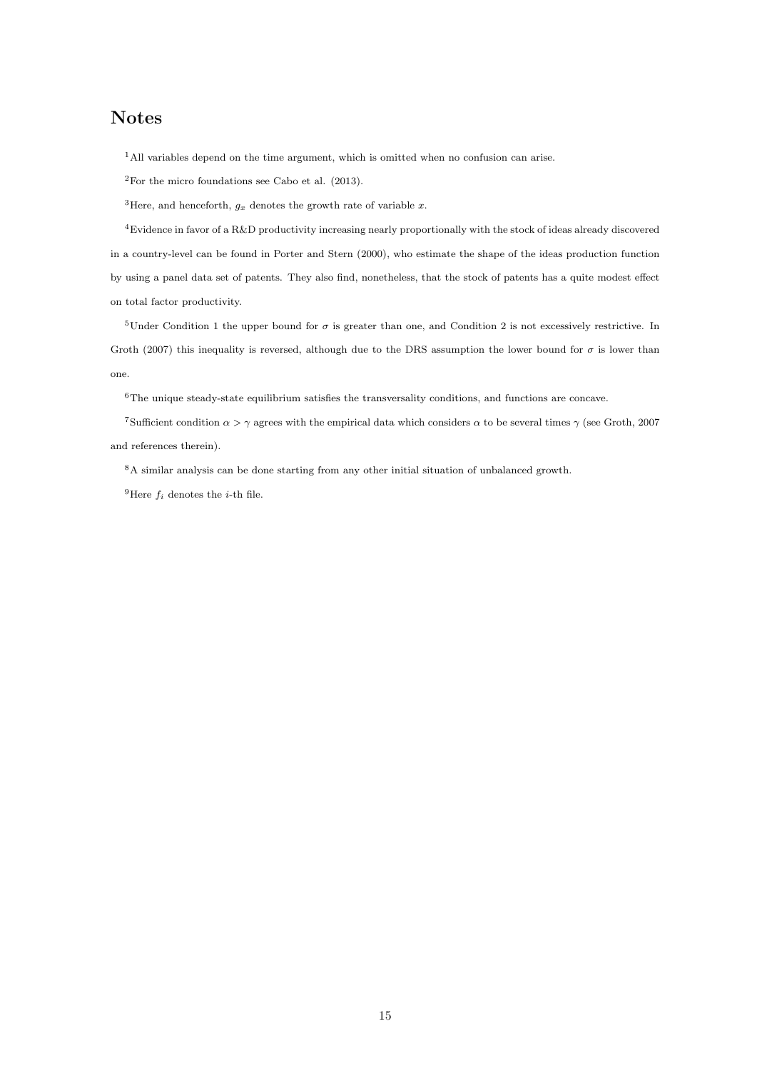## Notes

[1]All variables depend on the time argument, which is omitted when no confusion can arise.

[2]For the micro foundations see Cabo et al. (2013).

[3]Here, and henceforth, $g_x$ denotes the growth rate of variable $x$.

[4]Evidence in favor of a R&D productivity increasing nearly proportionally with the stock of ideas already discovered in a country-level can be found in Porter and Stern (2000), who estimate the shape of the ideas production function by using a panel data set of patents. They also find, nonetheless, that the stock of patents has a quite modest effect on total factor productivity.

[5]Under Condition 1 the upper bound for $\sigma$ is greater than one, and Condition 2 is not excessively restrictive. In Groth (2007) this inequality is reversed, although due to the DRS assumption the lower bound for $\sigma$ is lower than one.

[6]The unique steady-state equilibrium satisfies the transversality conditions, and functions are concave.

[7]Sufficient condition $\alpha > \gamma$ agrees with the empirical data which considers $\alpha$ to be several times $\gamma$ (see Groth, 2007 and references therein).

[8]A similar analysis can be done starting from any other initial situation of unbalanced growth.

[9]Here $f_i$ denotes the $i$-th file.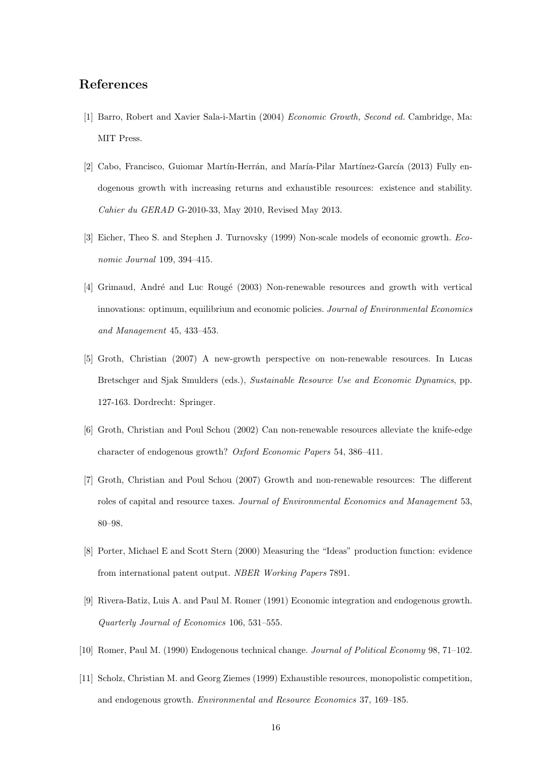## References

[1] Barro, Robert and Xavier Sala-i-Martin (2004) *Economic Growth, Second ed.* Cambridge, Ma: MIT Press.

[2] Cabo, Francisco, Guiomar Martín-Herrán, and María-Pilar Martínez-García (2013) Fully endogenous growth with increasing returns and exhaustible resources: existence and stability. *Cahier du GERAD* G-2010-33, May 2010, Revised May 2013.

[3] Eicher, Theo S. and Stephen J. Turnovsky (1999) Non-scale models of economic growth. *Economic Journal* 109, 394–415.

[4] Grimaud, André and Luc Rougé (2003) Non-renewable resources and growth with vertical innovations: optimum, equilibrium and economic policies. *Journal of Environmental Economics and Management* 45, 433–453.

[5] Groth, Christian (2007) A new-growth perspective on non-renewable resources. In Lucas Bretschger and Sjak Smulders (eds.), *Sustainable Resource Use and Economic Dynamics*, pp. 127-163. Dordrecht: Springer.

[6] Groth, Christian and Poul Schou (2002) Can non-renewable resources alleviate the knife-edge character of endogenous growth? *Oxford Economic Papers* 54, 386–411.

[7] Groth, Christian and Poul Schou (2007) Growth and non-renewable resources: The different roles of capital and resource taxes. *Journal of Environmental Economics and Management* 53, 80–98.

[8] Porter, Michael E and Scott Stern (2000) Measuring the "Ideas" production function: evidence from international patent output. *NBER Working Papers* 7891.

[9] Rivera-Batiz, Luis A. and Paul M. Romer (1991) Economic integration and endogenous growth. *Quarterly Journal of Economics* 106, 531–555.

[10] Romer, Paul M. (1990) Endogenous technical change. *Journal of Political Economy* 98, 71–102.

[11] Scholz, Christian M. and Georg Ziemes (1999) Exhaustible resources, monopolistic competition, and endogenous growth. *Environmental and Resource Economics* 37, 169–185.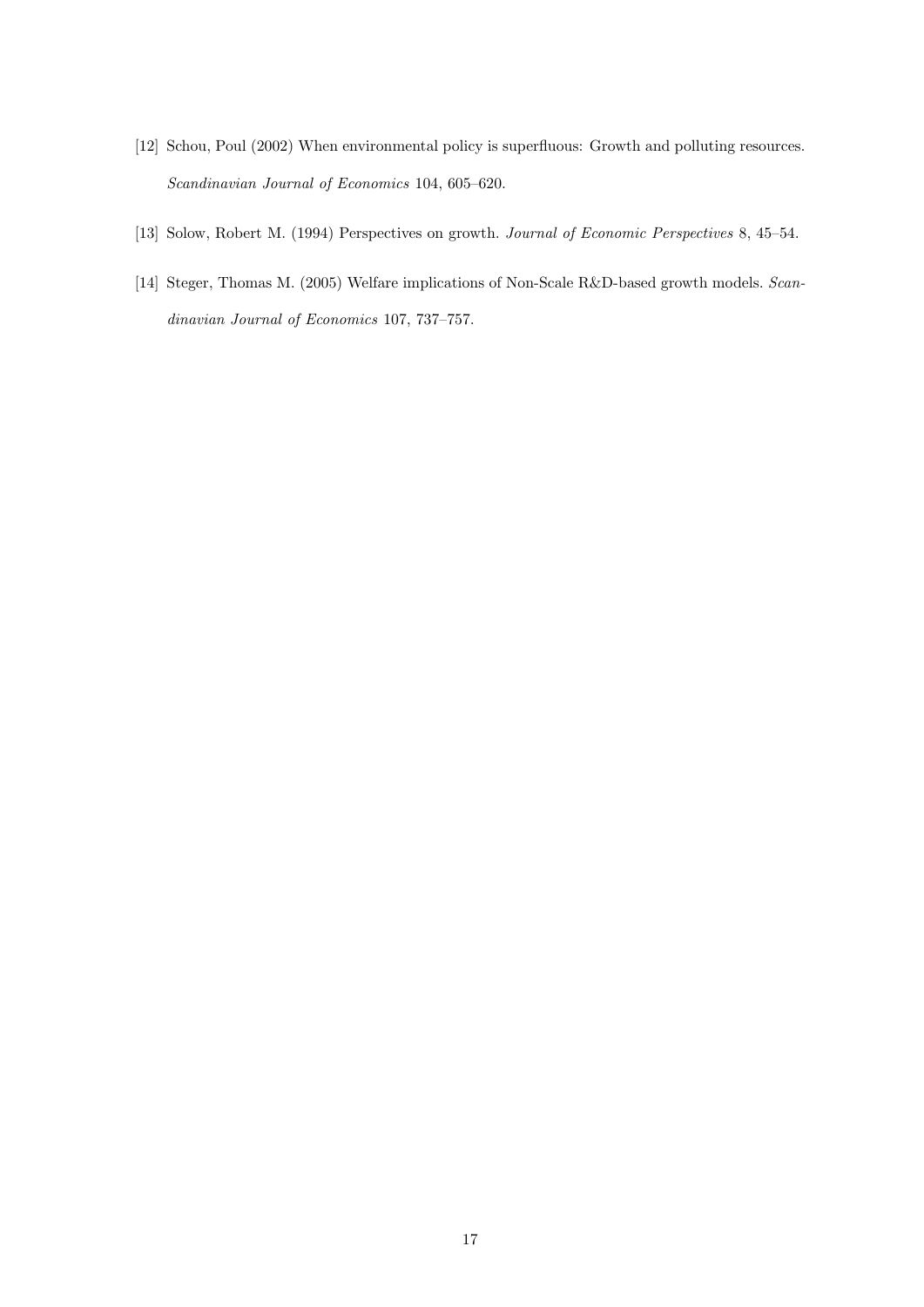[12] Schou, Poul (2002) When environmental policy is superfluous: Growth and polluting resources. *Scandinavian Journal of Economics* 104, 605–620.

[13] Solow, Robert M. (1994) Perspectives on growth. *Journal of Economic Perspectives* 8, 45–54.

[14] Steger, Thomas M. (2005) Welfare implications of Non-Scale R&D-based growth models. *Scandinavian Journal of Economics* 107, 737–757.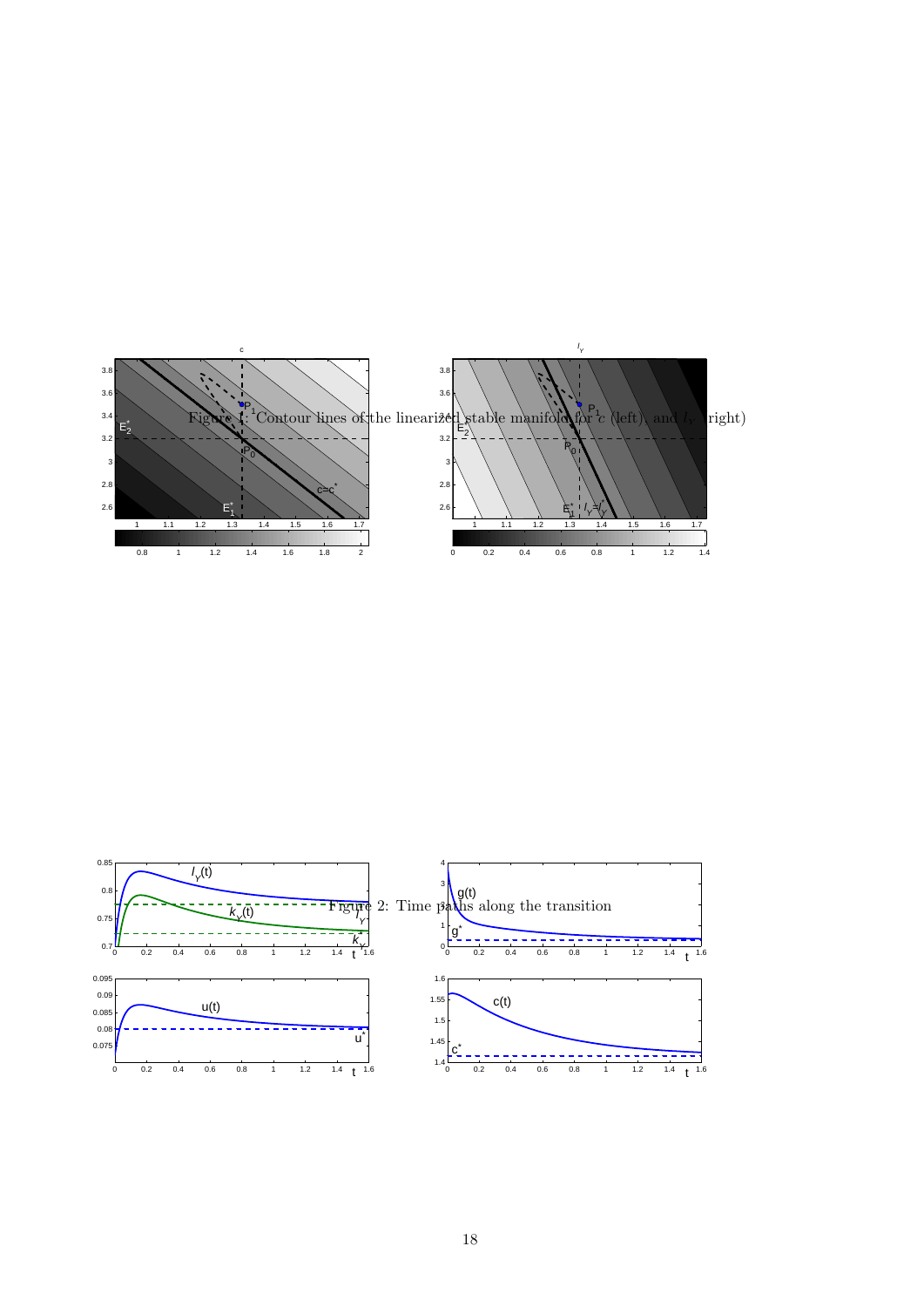c

3.8
3.6
3.4
3.2
3
2.8
2.6

$E_2^*$

$P_1$

$P_0$

$c=c^*$

$E_1^*$

1 1.1 1.2 1.3 1.4 1.5 1.6 1.7

0.8 1 1.2 1.4 1.6 1.8 2

$l_Y$

3.8
3.6
3.4
3.2
3
2.8
2.6

$E_2^*$

$P_1$

$P_0$

$E_1^*$ $l_Y=l_Y^*$

1 1.1 1.2 1.3 1.4 1.5 1.6 1.7

0 0.2 0.4 0.6 0.8 1 1.2 1.4

Figure 1: Contour lines of the linearized stable manifold for $c$ (left), and $l_Y$ (right)

0.85
0.8
0.75
0.7

$l_Y(t)$

$k_Y(t)$

$l_Y^*$

$k_Y^*$

0 0.2 0.4 0.6 0.8 1 1.2 1.4 t 1.6

4
3
2
1
0

g(t)

$g^*$

0 0.2 0.4 0.6 0.8 1 1.2 1.4 t 1.6

0.095
0.09
0.085
0.08
0.075

u(t)

$u^*$

0 0.2 0.4 0.6 0.8 1 1.2 1.4 t 1.6

1.6
1.55
1.5
1.45
1.4

c(t)

$c^*$

0 0.2 0.4 0.6 0.8 1 1.2 1.4 t 1.6

Figure 2: Time paths along the transition